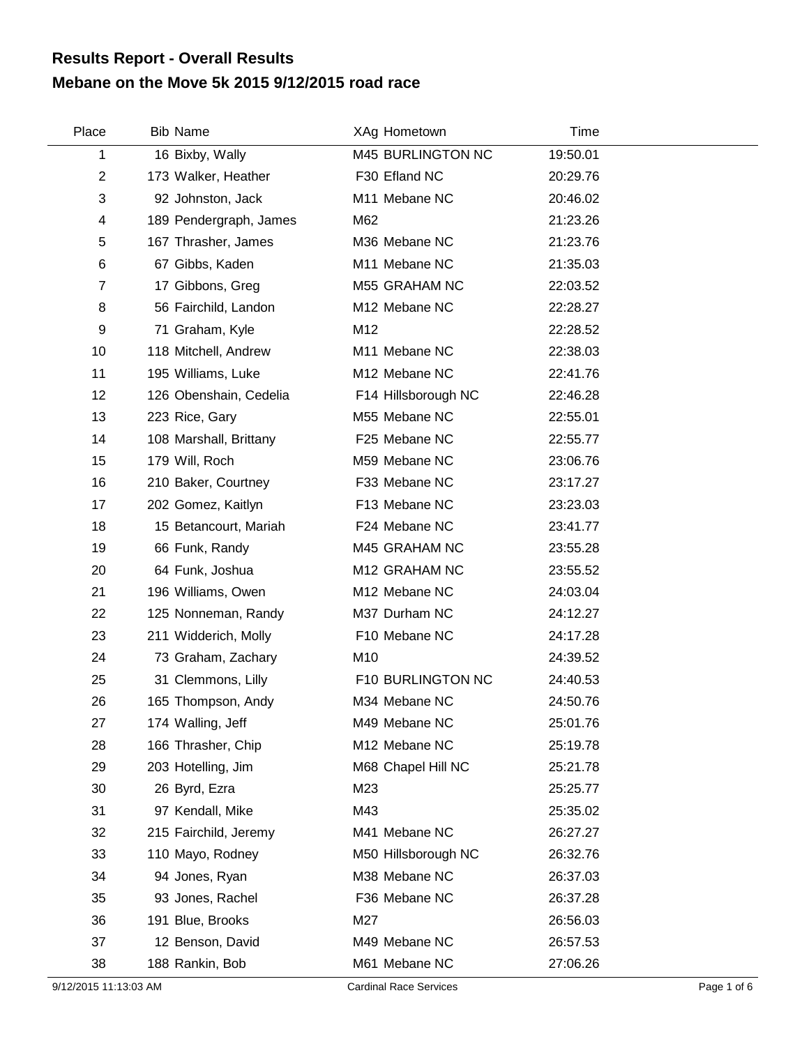# Results Report - Overall Results
## Mebane on the Move 5k 2015 9/12/2015 road race

| Place | Bib | Name | XAg | Hometown | Time |
|---|---|---|---|---|---|
| 1 | 16 | Bixby, Wally | M45 | BURLINGTON NC | 19:50.01 |
| 2 | 173 | Walker, Heather | F30 | Efland NC | 20:29.76 |
| 3 | 92 | Johnston, Jack | M11 | Mebane NC | 20:46.02 |
| 4 | 189 | Pendergraph, James | M62 | | 21:23.26 |
| 5 | 167 | Thrasher, James | M36 | Mebane NC | 21:23.76 |
| 6 | 67 | Gibbs, Kaden | M11 | Mebane NC | 21:35.03 |
| 7 | 17 | Gibbons, Greg | M55 | GRAHAM NC | 22:03.52 |
| 8 | 56 | Fairchild, Landon | M12 | Mebane NC | 22:28.27 |
| 9 | 71 | Graham, Kyle | M12 | | 22:28.52 |
| 10 | 118 | Mitchell, Andrew | M11 | Mebane NC | 22:38.03 |
| 11 | 195 | Williams, Luke | M12 | Mebane NC | 22:41.76 |
| 12 | 126 | Obenshain, Cedelia | F14 | Hillsborough NC | 22:46.28 |
| 13 | 223 | Rice, Gary | M55 | Mebane NC | 22:55.01 |
| 14 | 108 | Marshall, Brittany | F25 | Mebane NC | 22:55.77 |
| 15 | 179 | Will, Roch | M59 | Mebane NC | 23:06.76 |
| 16 | 210 | Baker, Courtney | F33 | Mebane NC | 23:17.27 |
| 17 | 202 | Gomez, Kaitlyn | F13 | Mebane NC | 23:23.03 |
| 18 | 15 | Betancourt, Mariah | F24 | Mebane NC | 23:41.77 |
| 19 | 66 | Funk, Randy | M45 | GRAHAM NC | 23:55.28 |
| 20 | 64 | Funk, Joshua | M12 | GRAHAM NC | 23:55.52 |
| 21 | 196 | Williams, Owen | M12 | Mebane NC | 24:03.04 |
| 22 | 125 | Nonneman, Randy | M37 | Durham NC | 24:12.27 |
| 23 | 211 | Widderich, Molly | F10 | Mebane NC | 24:17.28 |
| 24 | 73 | Graham, Zachary | M10 | | 24:39.52 |
| 25 | 31 | Clemmons, Lilly | F10 | BURLINGTON NC | 24:40.53 |
| 26 | 165 | Thompson, Andy | M34 | Mebane NC | 24:50.76 |
| 27 | 174 | Walling, Jeff | M49 | Mebane NC | 25:01.76 |
| 28 | 166 | Thrasher, Chip | M12 | Mebane NC | 25:19.78 |
| 29 | 203 | Hotelling, Jim | M68 | Chapel Hill NC | 25:21.78 |
| 30 | 26 | Byrd, Ezra | M23 | | 25:25.77 |
| 31 | 97 | Kendall, Mike | M43 | | 25:35.02 |
| 32 | 215 | Fairchild, Jeremy | M41 | Mebane NC | 26:27.27 |
| 33 | 110 | Mayo, Rodney | M50 | Hillsborough NC | 26:32.76 |
| 34 | 94 | Jones, Ryan | M38 | Mebane NC | 26:37.03 |
| 35 | 93 | Jones, Rachel | F36 | Mebane NC | 26:37.28 |
| 36 | 191 | Blue, Brooks | M27 | | 26:56.03 |
| 37 | 12 | Benson, David | M49 | Mebane NC | 26:57.53 |
| 38 | 188 | Rankin, Bob | M61 | Mebane NC | 27:06.26 |

9/12/2015 11:13:03 AM Cardinal Race Services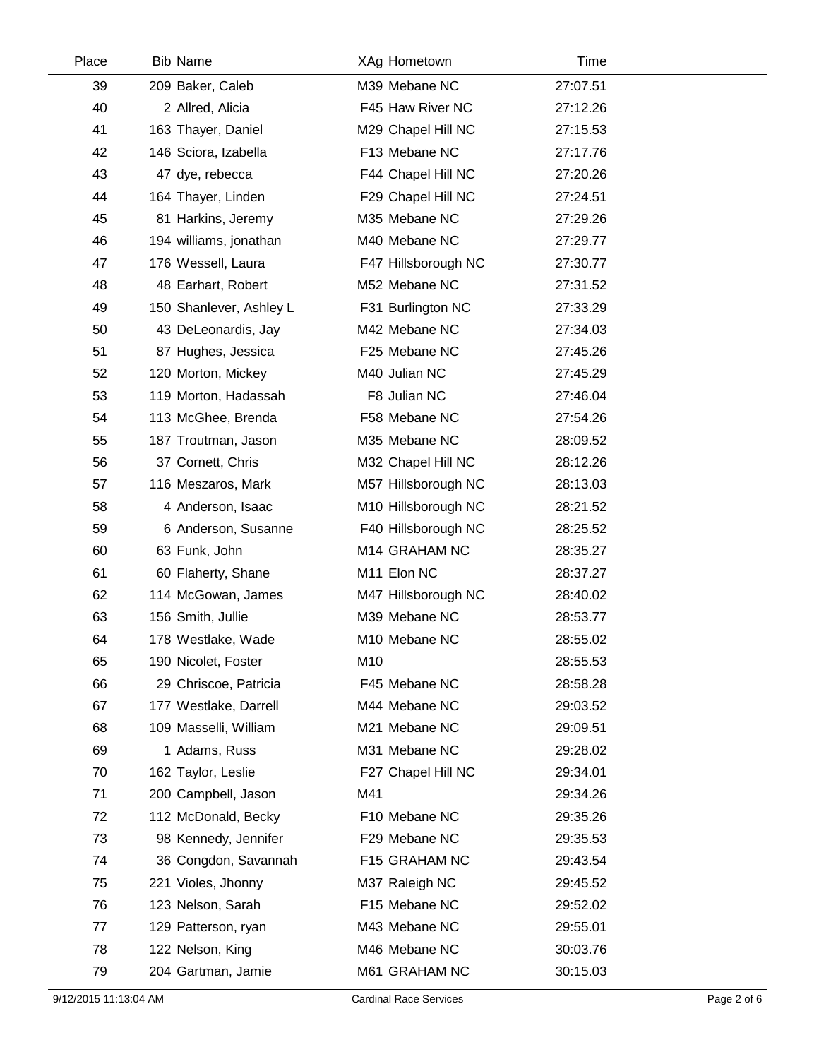| Place | Bib | Name | XAg | Hometown | Time |
|---|---|---|---|---|---|
| 39 | 209 | Baker, Caleb | M39 | Mebane NC | 27:07.51 |
| 40 | 2 | Allred, Alicia | F45 | Haw River NC | 27:12.26 |
| 41 | 163 | Thayer, Daniel | M29 | Chapel Hill NC | 27:15.53 |
| 42 | 146 | Sciora, Izabella | F13 | Mebane NC | 27:17.76 |
| 43 | 47 | dye, rebecca | F44 | Chapel Hill NC | 27:20.26 |
| 44 | 164 | Thayer, Linden | F29 | Chapel Hill NC | 27:24.51 |
| 45 | 81 | Harkins, Jeremy | M35 | Mebane NC | 27:29.26 |
| 46 | 194 | williams, jonathan | M40 | Mebane NC | 27:29.77 |
| 47 | 176 | Wessell, Laura | F47 | Hillsborough NC | 27:30.77 |
| 48 | 48 | Earhart, Robert | M52 | Mebane NC | 27:31.52 |
| 49 | 150 | Shanlever, Ashley L | F31 | Burlington NC | 27:33.29 |
| 50 | 43 | DeLeonardis, Jay | M42 | Mebane NC | 27:34.03 |
| 51 | 87 | Hughes, Jessica | F25 | Mebane NC | 27:45.26 |
| 52 | 120 | Morton, Mickey | M40 | Julian NC | 27:45.29 |
| 53 | 119 | Morton, Hadassah | F8 | Julian NC | 27:46.04 |
| 54 | 113 | McGhee, Brenda | F58 | Mebane NC | 27:54.26 |
| 55 | 187 | Troutman, Jason | M35 | Mebane NC | 28:09.52 |
| 56 | 37 | Cornett, Chris | M32 | Chapel Hill NC | 28:12.26 |
| 57 | 116 | Meszaros, Mark | M57 | Hillsborough NC | 28:13.03 |
| 58 | 4 | Anderson, Isaac | M10 | Hillsborough NC | 28:21.52 |
| 59 | 6 | Anderson, Susanne | F40 | Hillsborough NC | 28:25.52 |
| 60 | 63 | Funk, John | M14 | GRAHAM NC | 28:35.27 |
| 61 | 60 | Flaherty, Shane | M11 | Elon NC | 28:37.27 |
| 62 | 114 | McGowan, James | M47 | Hillsborough NC | 28:40.02 |
| 63 | 156 | Smith, Jullie | M39 | Mebane NC | 28:53.77 |
| 64 | 178 | Westlake, Wade | M10 | Mebane NC | 28:55.02 |
| 65 | 190 | Nicolet, Foster | M10 | | 28:55.53 |
| 66 | 29 | Chriscoe, Patricia | F45 | Mebane NC | 28:58.28 |
| 67 | 177 | Westlake, Darrell | M44 | Mebane NC | 29:03.52 |
| 68 | 109 | Masselli, William | M21 | Mebane NC | 29:09.51 |
| 69 | 1 | Adams, Russ | M31 | Mebane NC | 29:28.02 |
| 70 | 162 | Taylor, Leslie | F27 | Chapel Hill NC | 29:34.01 |
| 71 | 200 | Campbell, Jason | M41 | | 29:34.26 |
| 72 | 112 | McDonald, Becky | F10 | Mebane NC | 29:35.26 |
| 73 | 98 | Kennedy, Jennifer | F29 | Mebane NC | 29:35.53 |
| 74 | 36 | Congdon, Savannah | F15 | GRAHAM NC | 29:43.54 |
| 75 | 221 | Violes, Jhonny | M37 | Raleigh NC | 29:45.52 |
| 76 | 123 | Nelson, Sarah | F15 | Mebane NC | 29:52.02 |
| 77 | 129 | Patterson, ryan | M43 | Mebane NC | 29:55.01 |
| 78 | 122 | Nelson, King | M46 | Mebane NC | 30:03.76 |
| 79 | 204 | Gartman, Jamie | M61 | GRAHAM NC | 30:15.03 |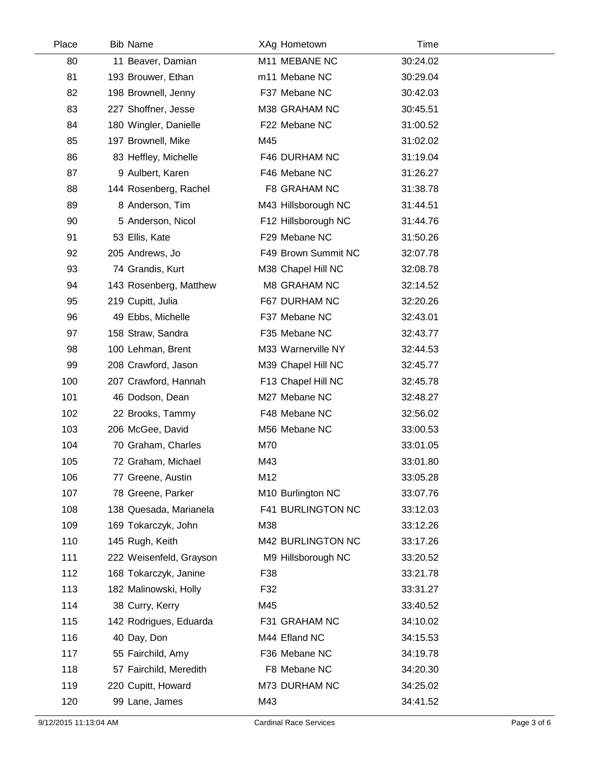| Place | Bib | Name | XAg | Hometown | Time |
|---|---|---|---|---|---|
| 80 | 11 | Beaver, Damian | M11 | MEBANE NC | 30:24.02 |
| 81 | 193 | Brouwer, Ethan | m11 | Mebane NC | 30:29.04 |
| 82 | 198 | Brownell, Jenny | F37 | Mebane NC | 30:42.03 |
| 83 | 227 | Shoffner, Jesse | M38 | GRAHAM NC | 30:45.51 |
| 84 | 180 | Wingler, Danielle | F22 | Mebane NC | 31:00.52 |
| 85 | 197 | Brownell, Mike | M45 | | 31:02.02 |
| 86 | 83 | Heffley, Michelle | F46 | DURHAM NC | 31:19.04 |
| 87 | 9 | Aulbert, Karen | F46 | Mebane NC | 31:26.27 |
| 88 | 144 | Rosenberg, Rachel | F8 | GRAHAM NC | 31:38.78 |
| 89 | 8 | Anderson, Tim | M43 | Hillsborough NC | 31:44.51 |
| 90 | 5 | Anderson, Nicol | F12 | Hillsborough NC | 31:44.76 |
| 91 | 53 | Ellis, Kate | F29 | Mebane NC | 31:50.26 |
| 92 | 205 | Andrews, Jo | F49 | Brown Summit NC | 32:07.78 |
| 93 | 74 | Grandis, Kurt | M38 | Chapel Hill NC | 32:08.78 |
| 94 | 143 | Rosenberg, Matthew | M8 | GRAHAM NC | 32:14.52 |
| 95 | 219 | Cupitt, Julia | F67 | DURHAM NC | 32:20.26 |
| 96 | 49 | Ebbs, Michelle | F37 | Mebane NC | 32:43.01 |
| 97 | 158 | Straw, Sandra | F35 | Mebane NC | 32:43.77 |
| 98 | 100 | Lehman, Brent | M33 | Warnerville NY | 32:44.53 |
| 99 | 208 | Crawford, Jason | M39 | Chapel Hill NC | 32:45.77 |
| 100 | 207 | Crawford, Hannah | F13 | Chapel Hill NC | 32:45.78 |
| 101 | 46 | Dodson, Dean | M27 | Mebane NC | 32:48.27 |
| 102 | 22 | Brooks, Tammy | F48 | Mebane NC | 32:56.02 |
| 103 | 206 | McGee, David | M56 | Mebane NC | 33:00.53 |
| 104 | 70 | Graham, Charles | M70 | | 33:01.05 |
| 105 | 72 | Graham, Michael | M43 | | 33:01.80 |
| 106 | 77 | Greene, Austin | M12 | | 33:05.28 |
| 107 | 78 | Greene, Parker | M10 | Burlington NC | 33:07.76 |
| 108 | 138 | Quesada, Marianela | F41 | BURLINGTON NC | 33:12.03 |
| 109 | 169 | Tokarczyk, John | M38 | | 33:12.26 |
| 110 | 145 | Rugh, Keith | M42 | BURLINGTON NC | 33:17.26 |
| 111 | 222 | Weisenfeld, Grayson | M9 | Hillsborough NC | 33:20.52 |
| 112 | 168 | Tokarczyk, Janine | F38 | | 33:21.78 |
| 113 | 182 | Malinowski, Holly | F32 | | 33:31.27 |
| 114 | 38 | Curry, Kerry | M45 | | 33:40.52 |
| 115 | 142 | Rodrigues, Eduarda | F31 | GRAHAM NC | 34:10.02 |
| 116 | 40 | Day, Don | M44 | Efland NC | 34:15.53 |
| 117 | 55 | Fairchild, Amy | F36 | Mebane NC | 34:19.78 |
| 118 | 57 | Fairchild, Meredith | F8 | Mebane NC | 34:20.30 |
| 119 | 220 | Cupitt, Howard | M73 | DURHAM NC | 34:25.02 |
| 120 | 99 | Lane, James | M43 | | 34:41.52 |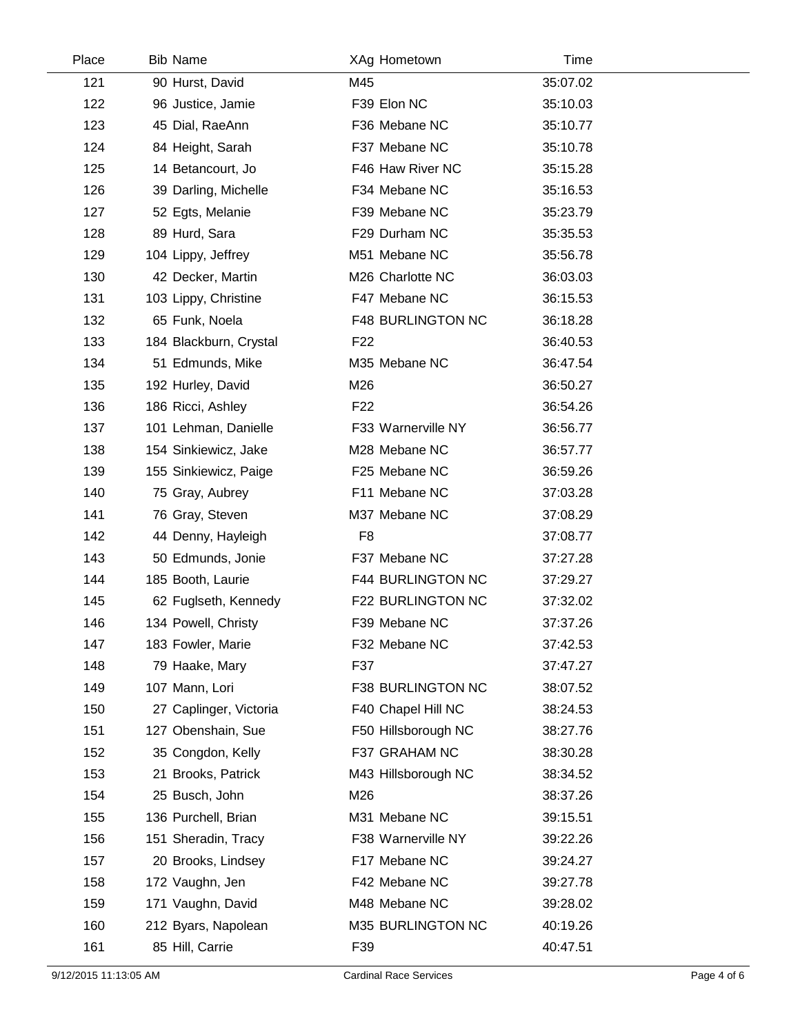| Place | Bib | Name | XAg | Hometown | Time |
|---|---|---|---|---|---|
| 121 | 90 | Hurst, David | M45 | | 35:07.02 |
| 122 | 96 | Justice, Jamie | F39 | Elon NC | 35:10.03 |
| 123 | 45 | Dial, RaeAnn | F36 | Mebane NC | 35:10.77 |
| 124 | 84 | Height, Sarah | F37 | Mebane NC | 35:10.78 |
| 125 | 14 | Betancourt, Jo | F46 | Haw River NC | 35:15.28 |
| 126 | 39 | Darling, Michelle | F34 | Mebane NC | 35:16.53 |
| 127 | 52 | Egts, Melanie | F39 | Mebane NC | 35:23.79 |
| 128 | 89 | Hurd, Sara | F29 | Durham NC | 35:35.53 |
| 129 | 104 | Lippy, Jeffrey | M51 | Mebane NC | 35:56.78 |
| 130 | 42 | Decker, Martin | M26 | Charlotte NC | 36:03.03 |
| 131 | 103 | Lippy, Christine | F47 | Mebane NC | 36:15.53 |
| 132 | 65 | Funk, Noela | F48 | BURLINGTON NC | 36:18.28 |
| 133 | 184 | Blackburn, Crystal | F22 | | 36:40.53 |
| 134 | 51 | Edmunds, Mike | M35 | Mebane NC | 36:47.54 |
| 135 | 192 | Hurley, David | M26 | | 36:50.27 |
| 136 | 186 | Ricci, Ashley | F22 | | 36:54.26 |
| 137 | 101 | Lehman, Danielle | F33 | Warnerville NY | 36:56.77 |
| 138 | 154 | Sinkiewicz, Jake | M28 | Mebane NC | 36:57.77 |
| 139 | 155 | Sinkiewicz, Paige | F25 | Mebane NC | 36:59.26 |
| 140 | 75 | Gray, Aubrey | F11 | Mebane NC | 37:03.28 |
| 141 | 76 | Gray, Steven | M37 | Mebane NC | 37:08.29 |
| 142 | 44 | Denny, Hayleigh | F8 | | 37:08.77 |
| 143 | 50 | Edmunds, Jonie | F37 | Mebane NC | 37:27.28 |
| 144 | 185 | Booth, Laurie | F44 | BURLINGTON NC | 37:29.27 |
| 145 | 62 | Fuglseth, Kennedy | F22 | BURLINGTON NC | 37:32.02 |
| 146 | 134 | Powell, Christy | F39 | Mebane NC | 37:37.26 |
| 147 | 183 | Fowler, Marie | F32 | Mebane NC | 37:42.53 |
| 148 | 79 | Haake, Mary | F37 | | 37:47.27 |
| 149 | 107 | Mann, Lori | F38 | BURLINGTON NC | 38:07.52 |
| 150 | 27 | Caplinger, Victoria | F40 | Chapel Hill NC | 38:24.53 |
| 151 | 127 | Obenshain, Sue | F50 | Hillsborough NC | 38:27.76 |
| 152 | 35 | Congdon, Kelly | F37 | GRAHAM NC | 38:30.28 |
| 153 | 21 | Brooks, Patrick | M43 | Hillsborough NC | 38:34.52 |
| 154 | 25 | Busch, John | M26 | | 38:37.26 |
| 155 | 136 | Purchell, Brian | M31 | Mebane NC | 39:15.51 |
| 156 | 151 | Sheradin, Tracy | F38 | Warnerville NY | 39:22.26 |
| 157 | 20 | Brooks, Lindsey | F17 | Mebane NC | 39:24.27 |
| 158 | 172 | Vaughn, Jen | F42 | Mebane NC | 39:27.78 |
| 159 | 171 | Vaughn, David | M48 | Mebane NC | 39:28.02 |
| 160 | 212 | Byars, Napolean | M35 | BURLINGTON NC | 40:19.26 |
| 161 | 85 | Hill, Carrie | F39 | | 40:47.51 |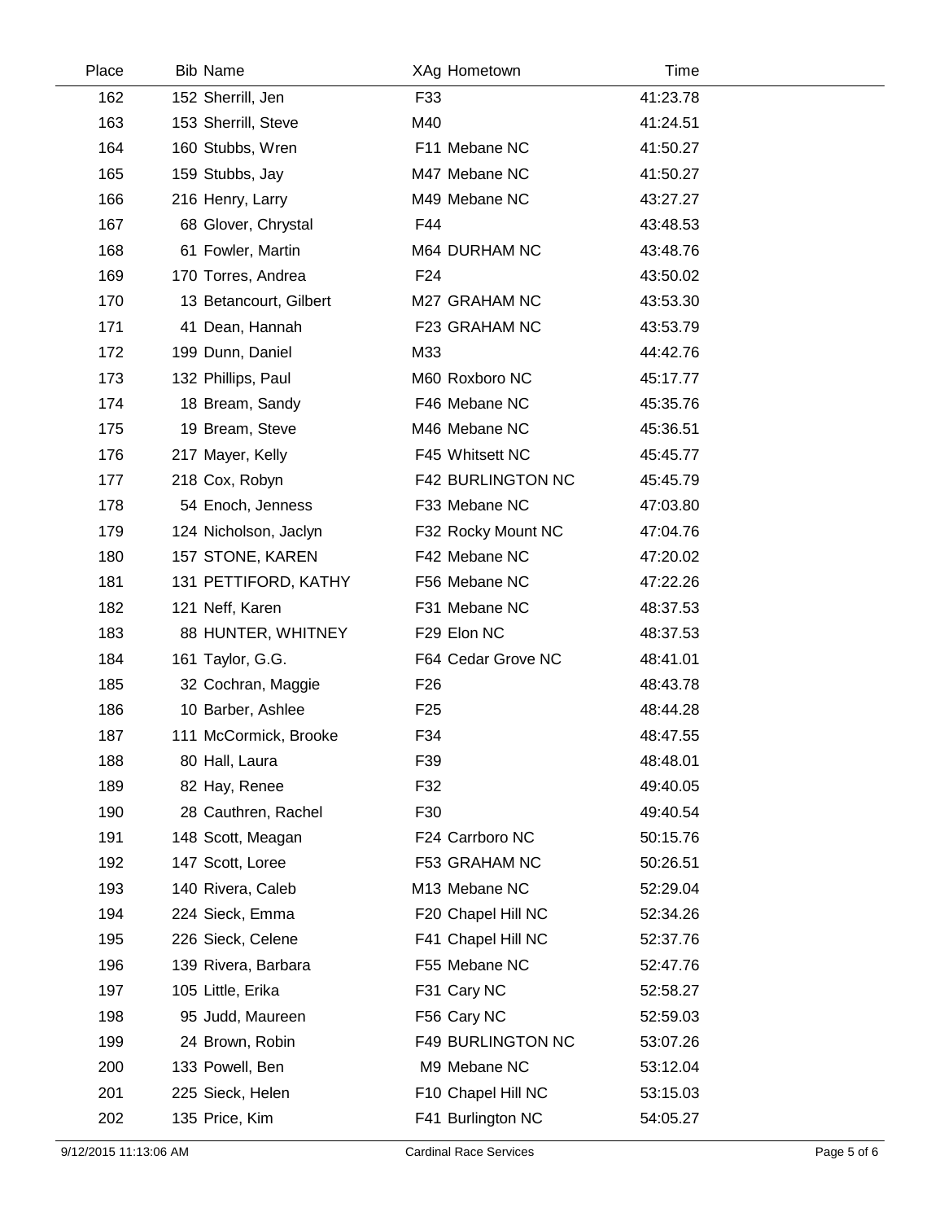| Place | Bib | Name | XAg | Hometown | Time |
|---|---|---|---|---|---|
| 162 | 152 | Sherrill, Jen | F33 | | 41:23.78 |
| 163 | 153 | Sherrill, Steve | M40 | | 41:24.51 |
| 164 | 160 | Stubbs, Wren | F11 | Mebane NC | 41:50.27 |
| 165 | 159 | Stubbs, Jay | M47 | Mebane NC | 41:50.27 |
| 166 | 216 | Henry, Larry | M49 | Mebane NC | 43:27.27 |
| 167 | 68 | Glover, Chrystal | F44 | | 43:48.53 |
| 168 | 61 | Fowler, Martin | M64 | DURHAM NC | 43:48.76 |
| 169 | 170 | Torres, Andrea | F24 | | 43:50.02 |
| 170 | 13 | Betancourt, Gilbert | M27 | GRAHAM NC | 43:53.30 |
| 171 | 41 | Dean, Hannah | F23 | GRAHAM NC | 43:53.79 |
| 172 | 199 | Dunn, Daniel | M33 | | 44:42.76 |
| 173 | 132 | Phillips, Paul | M60 | Roxboro NC | 45:17.77 |
| 174 | 18 | Bream, Sandy | F46 | Mebane NC | 45:35.76 |
| 175 | 19 | Bream, Steve | M46 | Mebane NC | 45:36.51 |
| 176 | 217 | Mayer, Kelly | F45 | Whitsett NC | 45:45.77 |
| 177 | 218 | Cox, Robyn | F42 | BURLINGTON NC | 45:45.79 |
| 178 | 54 | Enoch, Jenness | F33 | Mebane NC | 47:03.80 |
| 179 | 124 | Nicholson, Jaclyn | F32 | Rocky Mount NC | 47:04.76 |
| 180 | 157 | STONE, KAREN | F42 | Mebane NC | 47:20.02 |
| 181 | 131 | PETTIFORD, KATHY | F56 | Mebane NC | 47:22.26 |
| 182 | 121 | Neff, Karen | F31 | Mebane NC | 48:37.53 |
| 183 | 88 | HUNTER, WHITNEY | F29 | Elon NC | 48:37.53 |
| 184 | 161 | Taylor, G.G. | F64 | Cedar Grove NC | 48:41.01 |
| 185 | 32 | Cochran, Maggie | F26 | | 48:43.78 |
| 186 | 10 | Barber, Ashlee | F25 | | 48:44.28 |
| 187 | 111 | McCormick, Brooke | F34 | | 48:47.55 |
| 188 | 80 | Hall, Laura | F39 | | 48:48.01 |
| 189 | 82 | Hay, Renee | F32 | | 49:40.05 |
| 190 | 28 | Cauthren, Rachel | F30 | | 49:40.54 |
| 191 | 148 | Scott, Meagan | F24 | Carrboro NC | 50:15.76 |
| 192 | 147 | Scott, Loree | F53 | GRAHAM NC | 50:26.51 |
| 193 | 140 | Rivera, Caleb | M13 | Mebane NC | 52:29.04 |
| 194 | 224 | Sieck, Emma | F20 | Chapel Hill NC | 52:34.26 |
| 195 | 226 | Sieck, Celene | F41 | Chapel Hill NC | 52:37.76 |
| 196 | 139 | Rivera, Barbara | F55 | Mebane NC | 52:47.76 |
| 197 | 105 | Little, Erika | F31 | Cary NC | 52:58.27 |
| 198 | 95 | Judd, Maureen | F56 | Cary NC | 52:59.03 |
| 199 | 24 | Brown, Robin | F49 | BURLINGTON NC | 53:07.26 |
| 200 | 133 | Powell, Ben | M9 | Mebane NC | 53:12.04 |
| 201 | 225 | Sieck, Helen | F10 | Chapel Hill NC | 53:15.03 |
| 202 | 135 | Price, Kim | F41 | Burlington NC | 54:05.27 |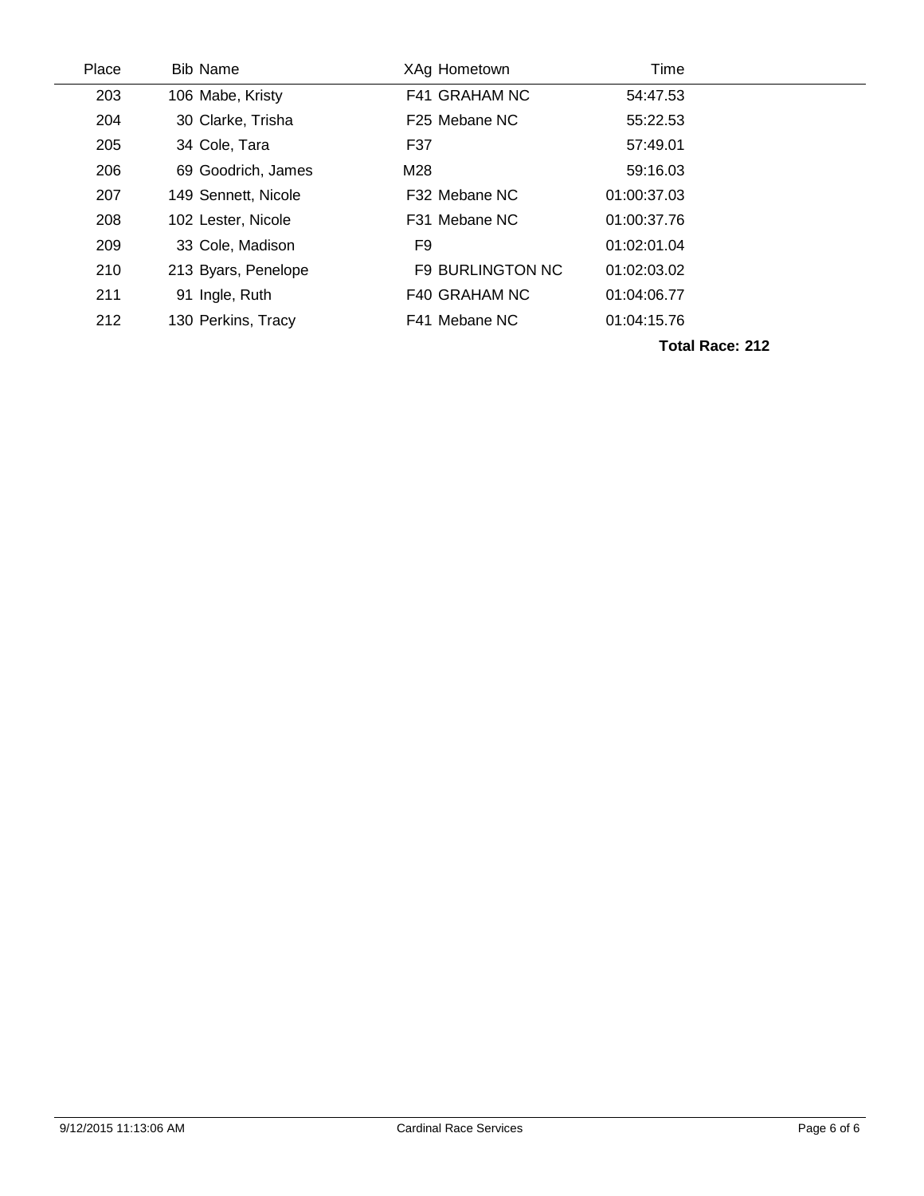| Place | Bib | Name | XAg | Hometown | Time |
|---|---|---|---|---|---|
| 203 | 106 | Mabe, Kristy | F41 | GRAHAM NC | 54:47.53 |
| 204 | 30 | Clarke, Trisha | F25 | Mebane NC | 55:22.53 |
| 205 | 34 | Cole, Tara | F37 | | 57:49.01 |
| 206 | 69 | Goodrich, James | M28 | | 59:16.03 |
| 207 | 149 | Sennett, Nicole | F32 | Mebane NC | 01:00:37.03 |
| 208 | 102 | Lester, Nicole | F31 | Mebane NC | 01:00:37.76 |
| 209 | 33 | Cole, Madison | F9 | | 01:02:01.04 |
| 210 | 213 | Byars, Penelope | F9 | BURLINGTON NC | 01:02:03.02 |
| 211 | 91 | Ingle, Ruth | F40 | GRAHAM NC | 01:04:06.77 |
| 212 | 130 | Perkins, Tracy | F41 | Mebane NC | 01:04:15.76 |

**Total Race: 212**

9/12/2015 11:13:06 AM Cardinal Race Services